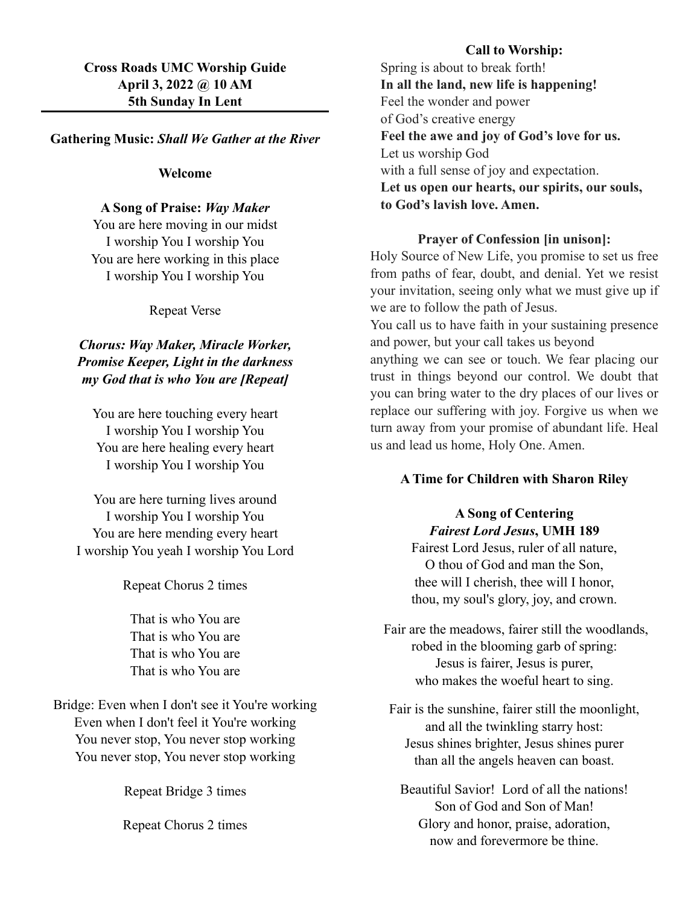**Cross Roads UMC Worship Guide**
**April 3, 2022 @ 10 AM**
**5th Sunday In Lent**

---

**Gathering Music:** ***Shall We Gather at the River***

**Welcome**

**A Song of Praise:** ***Way Maker***

You are here moving in our midst
I worship You I worship You
You are here working in this place
I worship You I worship You

Repeat Verse

***Chorus: Way Maker, Miracle Worker, Promise Keeper, Light in the darkness my God that is who You are [Repeat]***

You are here touching every heart
I worship You I worship You
You are here healing every heart
I worship You I worship You

You are here turning lives around
I worship You I worship You
You are here mending every heart
I worship You yeah I worship You Lord

Repeat Chorus 2 times

That is who You are
That is who You are
That is who You are
That is who You are

Bridge: Even when I don't see it You're working
Even when I don't feel it You're working
You never stop, You never stop working
You never stop, You never stop working

Repeat Bridge 3 times

Repeat Chorus 2 times

**Call to Worship:**

Spring is about to break forth!
**In all the land, new life is happening!**
Feel the wonder and power
of God's creative energy
**Feel the awe and joy of God's love for us.**
Let us worship God
with a full sense of joy and expectation.
**Let us open our hearts, our spirits, our souls, to God's lavish love. Amen.**

**Prayer of Confession [in unison]:**

Holy Source of New Life, you promise to set us free from paths of fear, doubt, and denial. Yet we resist your invitation, seeing only what we must give up if we are to follow the path of Jesus.
You call us to have faith in your sustaining presence and power, but your call takes us beyond anything we can see or touch. We fear placing our trust in things beyond our control. We doubt that you can bring water to the dry places of our lives or replace our suffering with joy. Forgive us when we turn away from your promise of abundant life. Heal us and lead us home, Holy One. Amen.

**A Time for Children with Sharon Riley**

**A Song of Centering**
***Fairest Lord Jesus*, UMH 189**

Fairest Lord Jesus, ruler of all nature,
O thou of God and man the Son,
thee will I cherish, thee will I honor,
thou, my soul's glory, joy, and crown.

Fair are the meadows, fairer still the woodlands,
robed in the blooming garb of spring:
Jesus is fairer, Jesus is purer,
who makes the woeful heart to sing.

Fair is the sunshine, fairer still the moonlight,
and all the twinkling starry host:
Jesus shines brighter, Jesus shines purer
than all the angels heaven can boast.

Beautiful Savior! Lord of all the nations!
Son of God and Son of Man!
Glory and honor, praise, adoration,
now and forevermore be thine.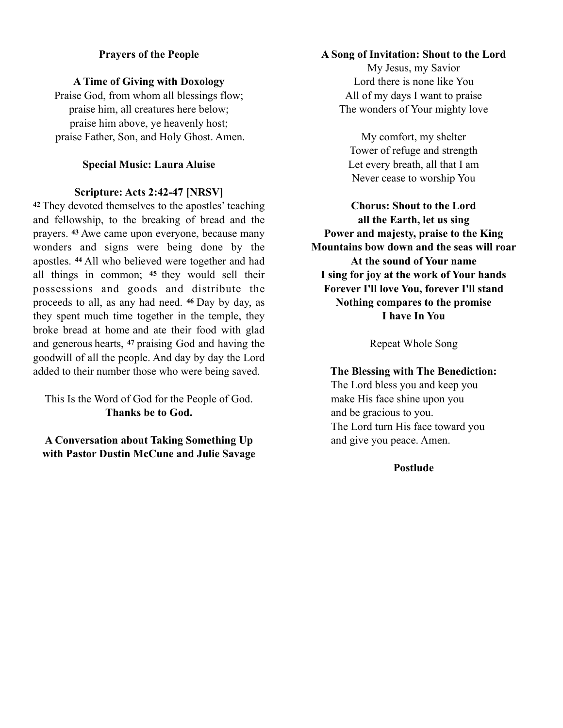**Prayers of the People**

**A Time of Giving with Doxology**

Praise God, from whom all blessings flow;
praise him, all creatures here below;
praise him above, ye heavenly host;
praise Father, Son, and Holy Ghost. Amen.

**Special Music: Laura Aluise**

**Scripture: Acts 2:42-47 [NRSV]**

**42** They devoted themselves to the apostles' teaching and fellowship, to the breaking of bread and the prayers. **43** Awe came upon everyone, because many wonders and signs were being done by the apostles. **44** All who believed were together and had all things in common; **45** they would sell their possessions and goods and distribute the proceeds to all, as any had need. **46** Day by day, as they spent much time together in the temple, they broke bread at home and ate their food with glad and generous hearts, **47** praising God and having the goodwill of all the people. And day by day the Lord added to their number those who were being saved.

This Is the Word of God for the People of God.
**Thanks be to God.**

**A Conversation about Taking Something Up with Pastor Dustin McCune and Julie Savage**

**A Song of Invitation: Shout to the Lord**

My Jesus, my Savior
Lord there is none like You
All of my days I want to praise
The wonders of Your mighty love

My comfort, my shelter
Tower of refuge and strength
Let every breath, all that I am
Never cease to worship You

**Chorus: Shout to the Lord
all the Earth, let us sing
Power and majesty, praise to the King
Mountains bow down and the seas will roar
At the sound of Your name
I sing for joy at the work of Your hands
Forever I'll love You, forever I'll stand
Nothing compares to the promise
I have In You**

Repeat Whole Song

**The Blessing with The Benediction:**

The Lord bless you and keep you
make His face shine upon you
and be gracious to you.
The Lord turn His face toward you
and give you peace. Amen.

**Postlude**